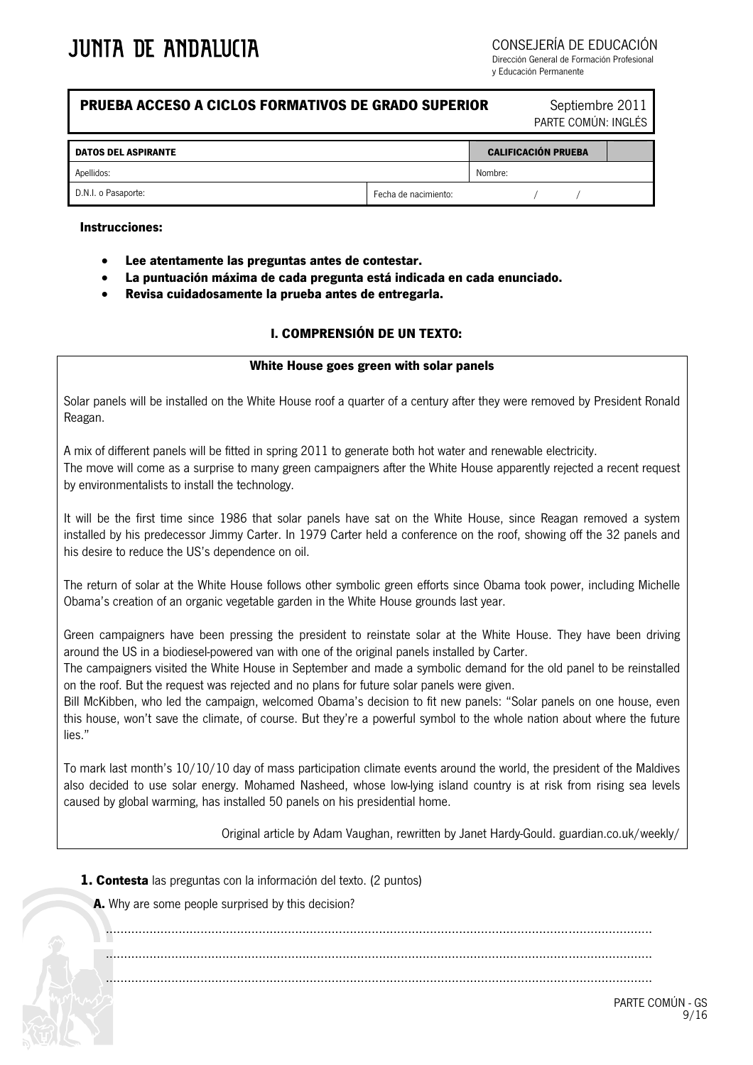# JUNTA DE ANDALUCIA

CONSEJERÍA DE EDUCACIÓN
Dirección General de Formación Profesional
y Educación Permanente

## PRUEBA ACCESO A CICLOS FORMATIVOS DE GRADO SUPERIOR

Septiembre 2011
PARTE COMÚN: INGLÉS

| DATOS DEL ASPIRANTE | | CALIFICACIÓN PRUEBA | |
|---|---|---|---|
| Apellidos: | | Nombre: | |
| D.N.I. o Pasaporte: | Fecha de nacimiento: | / / | |

**Instrucciones:**

- **Lee atentamente las preguntas antes de contestar.**
- **La puntuación máxima de cada pregunta está indicada en cada enunciado.**
- **Revisa cuidadosamente la prueba antes de entregarla.**

### I. COMPRENSIÓN DE UN TEXTO:

**White House goes green with solar panels**

Solar panels will be installed on the White House roof a quarter of a century after they were removed by President Ronald Reagan.

A mix of different panels will be fitted in spring 2011 to generate both hot water and renewable electricity.
The move will come as a surprise to many green campaigners after the White House apparently rejected a recent request by environmentalists to install the technology.

It will be the first time since 1986 that solar panels have sat on the White House, since Reagan removed a system installed by his predecessor Jimmy Carter. In 1979 Carter held a conference on the roof, showing off the 32 panels and his desire to reduce the US's dependence on oil.

The return of solar at the White House follows other symbolic green efforts since Obama took power, including Michelle Obama's creation of an organic vegetable garden in the White House grounds last year.

Green campaigners have been pressing the president to reinstate solar at the White House. They have been driving around the US in a biodiesel-powered van with one of the original panels installed by Carter.
The campaigners visited the White House in September and made a symbolic demand for the old panel to be reinstalled on the roof. But the request was rejected and no plans for future solar panels were given.
Bill McKibben, who led the campaign, welcomed Obama's decision to fit new panels: "Solar panels on one house, even this house, won't save the climate, of course. But they're a powerful symbol to the whole nation about where the future lies."

To mark last month's 10/10/10 day of mass participation climate events around the world, the president of the Maldives also decided to use solar energy. Mohamed Nasheed, whose low-lying island country is at risk from rising sea levels caused by global warming, has installed 50 panels on his presidential home.

Original article by Adam Vaughan, rewritten by Janet Hardy-Gould. guardian.co.uk/weekly/

**1. Contesta** las preguntas con la información del texto. (2 puntos)

**A.** Why are some people surprised by this decision?

.....................................................................................................................................................

.....................................................................................................................................................

.....................................................................................................................................................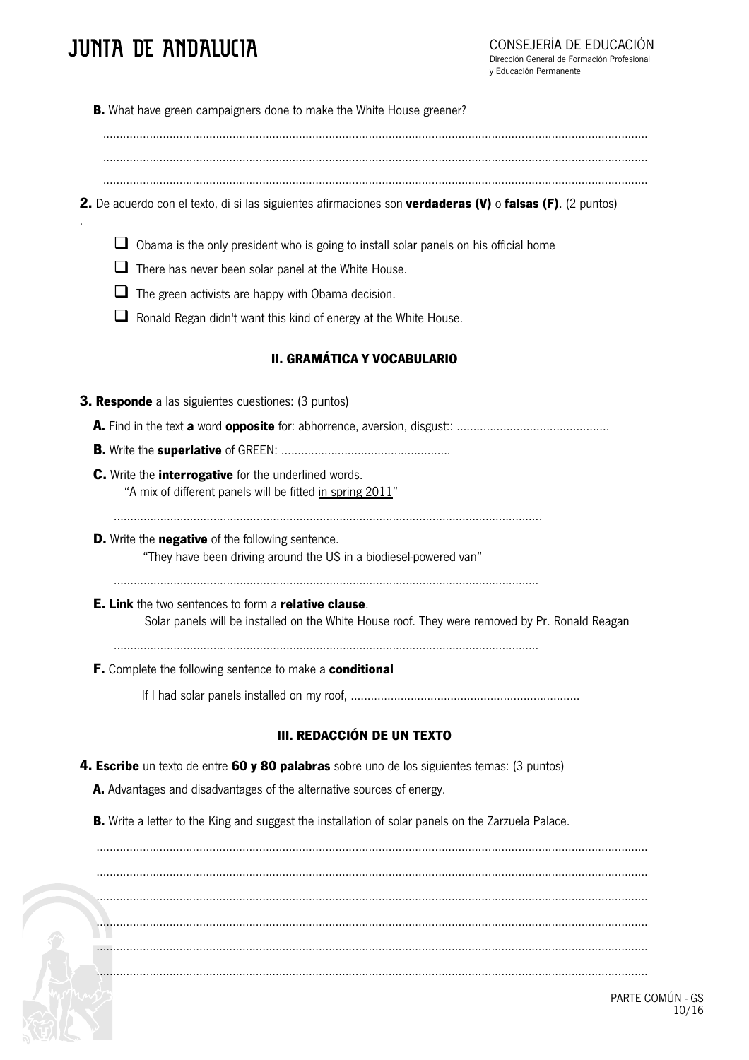**B.** What have green campaigners done to make the White House greener?

..................................................................................................................................................................

..................................................................................................................................................................

..................................................................................................................................................................

**2.** De acuerdo con el texto, di si las siguientes afirmaciones son **verdaderas (V)** o **falsas (F)**. (2 puntos)

.

- ❑ Obama is the only president who is going to install solar panels on his official home
- ❑ There has never been solar panel at the White House.
- ❑ The green activists are happy with Obama decision.
- ❑ Ronald Regan didn't want this kind of energy at the White House.

## II. GRAMÁTICA Y VOCABULARIO

**3. Responde** a las siguientes cuestiones: (3 puntos)

**A.** Find in the text **a** word **opposite** for: abhorrence, aversion, disgust:: .............................................

**B.** Write the **superlative** of GREEN: ...................................................

**C.** Write the **interrogative** for the underlined words.
"A mix of different panels will be fitted in spring 2011"

................................................................................................................................

**D.** Write the **negative** of the following sentence.
"They have been driving around the US in a biodiesel-powered van"

...............................................................................................................................

**E. Link** the two sentences to form a **relative clause**.
Solar panels will be installed on the White House roof. They were removed by Pr. Ronald Reagan

...............................................................................................................................

**F.** Complete the following sentence to make a **conditional**

If I had solar panels installed on my roof, .....................................................................

## III. REDACCIÓN DE UN TEXTO

**4. Escribe** un texto de entre **60 y 80 palabras** sobre uno de los siguientes temas: (3 puntos)

**A.** Advantages and disadvantages of the alternative sources of energy.

**B.** Write a letter to the King and suggest the installation of solar panels on the Zarzuela Palace.

..................................................................................................................................................................

..................................................................................................................................................................

..................................................................................................................................................................

..................................................................................................................................................................

..................................................................................................................................................................

..................................................................................................................................................................